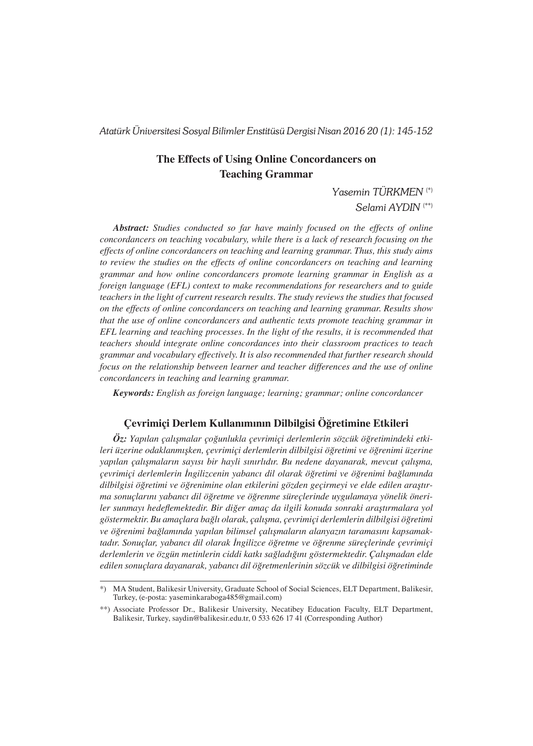# The Effects of Using Online Concordancers on Teaching Grammar

*Yasemin TÜRKMEN* [*]
*Selami AYDIN* [**]

***Abstract:*** *Studies conducted so far have mainly focused on the effects of online concordancers on teaching vocabulary, while there is a lack of research focusing on the effects of online concordancers on teaching and learning grammar. Thus, this study aims to review the studies on the effects of online concordancers on teaching and learning grammar and how online concordancers promote learning grammar in English as a foreign language (EFL) context to make recommendations for researchers and to guide teachers in the light of current research results. The study reviews the studies that focused on the effects of online concordancers on teaching and learning grammar. Results show that the use of online concordancers and authentic texts promote teaching grammar in EFL learning and teaching processes. In the light of the results, it is recommended that teachers should integrate online concordances into their classroom practices to teach grammar and vocabulary effectively. It is also recommended that further research should focus on the relationship between learner and teacher differences and the use of online concordancers in teaching and learning grammar.*

***Keywords:*** *English as foreign language; learning; grammar; online concordancer*

## Çevrimiçi Derlem Kullanımının Dilbilgisi Öğretimine Etkileri

***Öz:*** *Yapılan çalışmalar çoğunlukla çevrimiçi derlemlerin sözcük öğretimindeki etkileri üzerine odaklanmışken, çevrimiçi derlemlerin dilbilgisi öğretimi ve öğrenimi üzerine yapılan çalışmaların sayısı bir hayli sınırlıdır. Bu nedene dayanarak, mevcut çalışma, çevrimiçi derlemlerin İngilizcenin yabancı dil olarak öğretimi ve öğrenimi bağlamında dilbilgisi öğretimi ve öğrenimine olan etkilerini gözden geçirmeyi ve elde edilen araştırma sonuçlarını yabancı dil öğretme ve öğrenme süreçlerinde uygulamaya yönelik öneriler sunmayı hedeflemektedir. Bir diğer amaç da ilgili konuda sonraki araştırmalara yol göstermektir. Bu amaçlara bağlı olarak, çalışma, çevrimiçi derlemlerin dilbilgisi öğretimi ve öğrenimi bağlamında yapılan bilimsel çalışmaların alanyazın taramasını kapsamaktadır. Sonuçlar, yabancı dil olarak İngilizce öğretme ve öğrenme süreçlerinde çevrimiçi derlemlerin ve özgün metinlerin ciddi katkı sağladığını göstermektedir. Çalışmadan elde edilen sonuçlara dayanarak, yabancı dil öğretmenlerinin sözcük ve dilbilgisi öğretiminde*

---

*) MA Student, Balikesir University, Graduate School of Social Sciences, ELT Department, Balikesir, Turkey, (e-posta: yaseminkaraboga485@gmail.com)

**) Associate Professor Dr., Balikesir University, Necatibey Education Faculty, ELT Department, Balikesir, Turkey, saydin@balikesir.edu.tr, 0 533 626 17 41 (Corresponding Author)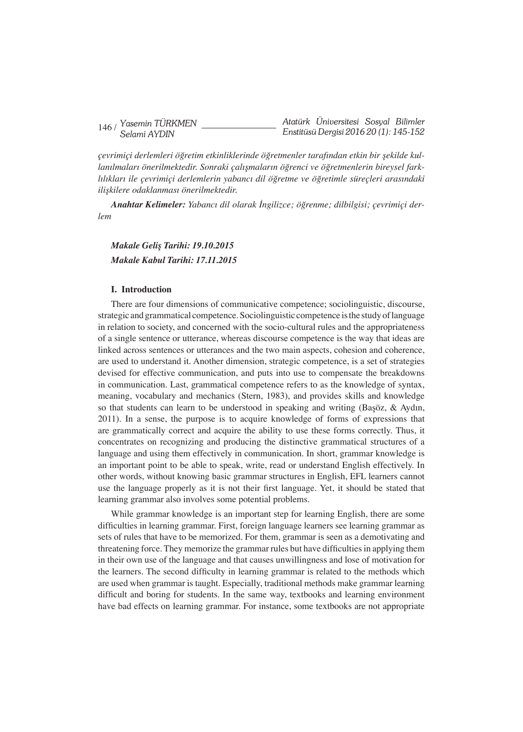*çevrimiçi derlemleri öğretim etkinliklerinde öğretmenler tarafından etkin bir şekilde kullanılmaları önerilmektedir. Sonraki çalışmaların öğrenci ve öğretmenlerin bireysel farklılıkları ile çevrimiçi derlemlerin yabancı dil öğretme ve öğretimle süreçleri arasındaki ilişkilere odaklanması önerilmektedir.*

***Anahtar Kelimeler:*** *Yabancı dil olarak İngilizce; öğrenme; dilbilgisi; çevrimiçi derlem*

***Makale Geliş Tarihi: 19.10.2015***

***Makale Kabul Tarihi: 17.11.2015***

## I. Introduction

There are four dimensions of communicative competence; sociolinguistic, discourse, strategic and grammatical competence. Sociolinguistic competence is the study of language in relation to society, and concerned with the socio-cultural rules and the appropriateness of a single sentence or utterance, whereas discourse competence is the way that ideas are linked across sentences or utterances and the two main aspects, cohesion and coherence, are used to understand it. Another dimension, strategic competence, is a set of strategies devised for effective communication, and puts into use to compensate the breakdowns in communication. Last, grammatical competence refers to as the knowledge of syntax, meaning, vocabulary and mechanics (Stern, 1983), and provides skills and knowledge so that students can learn to be understood in speaking and writing (Başöz, & Aydın, 2011). In a sense, the purpose is to acquire knowledge of forms of expressions that are grammatically correct and acquire the ability to use these forms correctly. Thus, it concentrates on recognizing and producing the distinctive grammatical structures of a language and using them effectively in communication. In short, grammar knowledge is an important point to be able to speak, write, read or understand English effectively. In other words, without knowing basic grammar structures in English, EFL learners cannot use the language properly as it is not their first language. Yet, it should be stated that learning grammar also involves some potential problems.

While grammar knowledge is an important step for learning English, there are some difficulties in learning grammar. First, foreign language learners see learning grammar as sets of rules that have to be memorized. For them, grammar is seen as a demotivating and threatening force. They memorize the grammar rules but have difficulties in applying them in their own use of the language and that causes unwillingness and lose of motivation for the learners. The second difficulty in learning grammar is related to the methods which are used when grammar is taught. Especially, traditional methods make grammar learning difficult and boring for students. In the same way, textbooks and learning environment have bad effects on learning grammar. For instance, some textbooks are not appropriate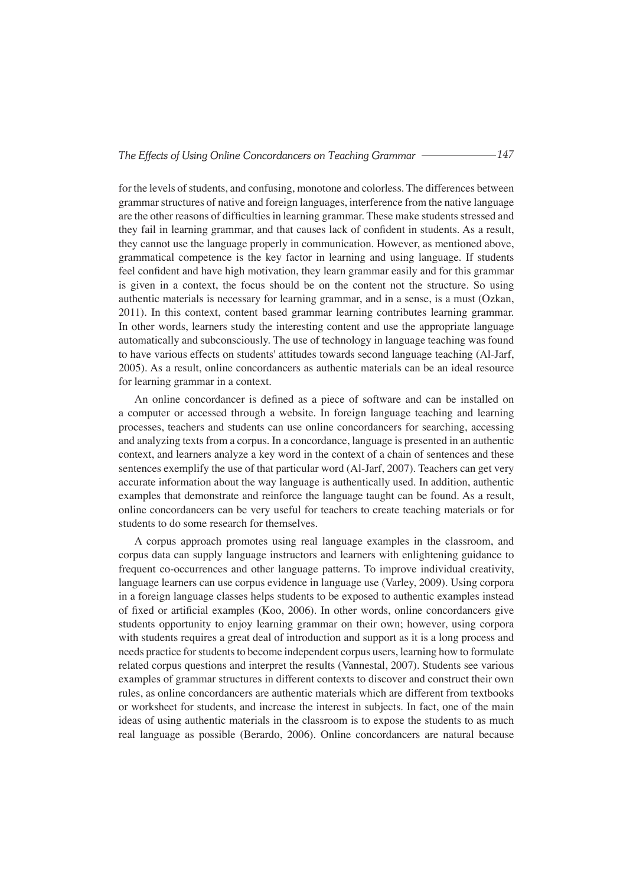for the levels of students, and confusing, monotone and colorless. The differences between grammar structures of native and foreign languages, interference from the native language are the other reasons of difficulties in learning grammar. These make students stressed and they fail in learning grammar, and that causes lack of confident in students. As a result, they cannot use the language properly in communication. However, as mentioned above, grammatical competence is the key factor in learning and using language. If students feel confident and have high motivation, they learn grammar easily and for this grammar is given in a context, the focus should be on the content not the structure. So using authentic materials is necessary for learning grammar, and in a sense, is a must (Ozkan, 2011). In this context, content based grammar learning contributes learning grammar. In other words, learners study the interesting content and use the appropriate language automatically and subconsciously. The use of technology in language teaching was found to have various effects on students' attitudes towards second language teaching (Al-Jarf, 2005). As a result, online concordancers as authentic materials can be an ideal resource for learning grammar in a context.

An online concordancer is defined as a piece of software and can be installed on a computer or accessed through a website. In foreign language teaching and learning processes, teachers and students can use online concordancers for searching, accessing and analyzing texts from a corpus. In a concordance, language is presented in an authentic context, and learners analyze a key word in the context of a chain of sentences and these sentences exemplify the use of that particular word (Al-Jarf, 2007). Teachers can get very accurate information about the way language is authentically used. In addition, authentic examples that demonstrate and reinforce the language taught can be found. As a result, online concordancers can be very useful for teachers to create teaching materials or for students to do some research for themselves.

A corpus approach promotes using real language examples in the classroom, and corpus data can supply language instructors and learners with enlightening guidance to frequent co-occurrences and other language patterns. To improve individual creativity, language learners can use corpus evidence in language use (Varley, 2009). Using corpora in a foreign language classes helps students to be exposed to authentic examples instead of fixed or artificial examples (Koo, 2006). In other words, online concordancers give students opportunity to enjoy learning grammar on their own; however, using corpora with students requires a great deal of introduction and support as it is a long process and needs practice for students to become independent corpus users, learning how to formulate related corpus questions and interpret the results (Vannestal, 2007). Students see various examples of grammar structures in different contexts to discover and construct their own rules, as online concordancers are authentic materials which are different from textbooks or worksheet for students, and increase the interest in subjects. In fact, one of the main ideas of using authentic materials in the classroom is to expose the students to as much real language as possible (Berardo, 2006). Online concordancers are natural because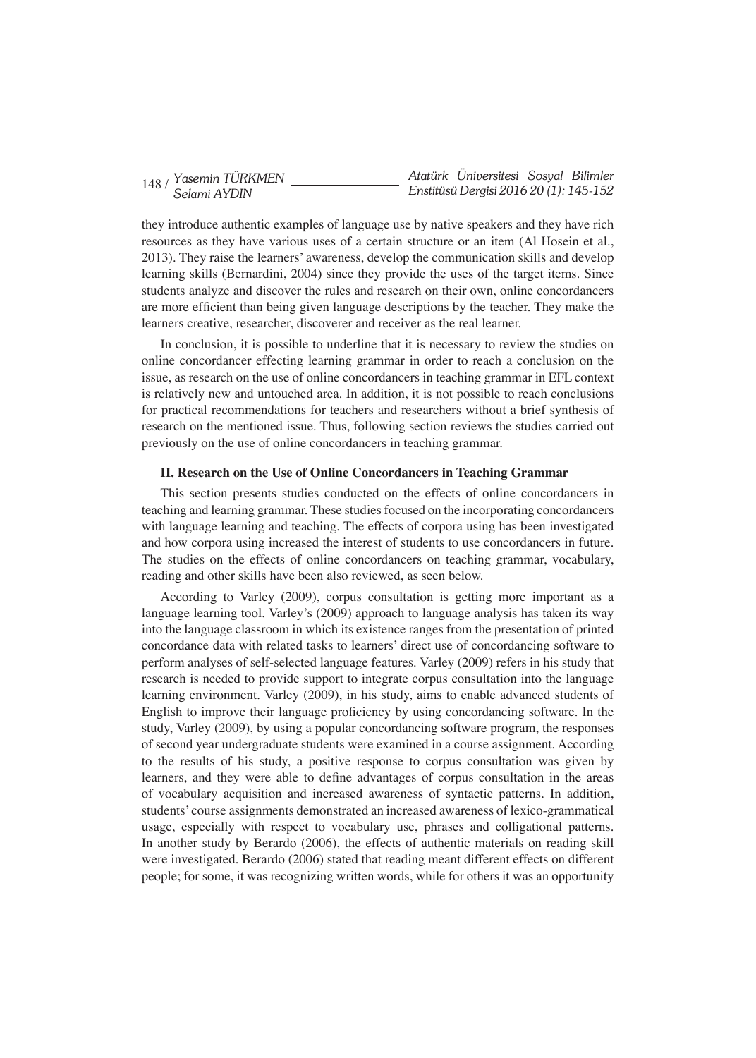they introduce authentic examples of language use by native speakers and they have rich resources as they have various uses of a certain structure or an item (Al Hosein et al., 2013). They raise the learners' awareness, develop the communication skills and develop learning skills (Bernardini, 2004) since they provide the uses of the target items. Since students analyze and discover the rules and research on their own, online concordancers are more efficient than being given language descriptions by the teacher. They make the learners creative, researcher, discoverer and receiver as the real learner.

In conclusion, it is possible to underline that it is necessary to review the studies on online concordancer effecting learning grammar in order to reach a conclusion on the issue, as research on the use of online concordancers in teaching grammar in EFL context is relatively new and untouched area. In addition, it is not possible to reach conclusions for practical recommendations for teachers and researchers without a brief synthesis of research on the mentioned issue. Thus, following section reviews the studies carried out previously on the use of online concordancers in teaching grammar.

## II. Research on the Use of Online Concordancers in Teaching Grammar

This section presents studies conducted on the effects of online concordancers in teaching and learning grammar. These studies focused on the incorporating concordancers with language learning and teaching. The effects of corpora using has been investigated and how corpora using increased the interest of students to use concordancers in future. The studies on the effects of online concordancers on teaching grammar, vocabulary, reading and other skills have been also reviewed, as seen below.

According to Varley (2009), corpus consultation is getting more important as a language learning tool. Varley's (2009) approach to language analysis has taken its way into the language classroom in which its existence ranges from the presentation of printed concordance data with related tasks to learners' direct use of concordancing software to perform analyses of self-selected language features. Varley (2009) refers in his study that research is needed to provide support to integrate corpus consultation into the language learning environment. Varley (2009), in his study, aims to enable advanced students of English to improve their language proficiency by using concordancing software. In the study, Varley (2009), by using a popular concordancing software program, the responses of second year undergraduate students were examined in a course assignment. According to the results of his study, a positive response to corpus consultation was given by learners, and they were able to define advantages of corpus consultation in the areas of vocabulary acquisition and increased awareness of syntactic patterns. In addition, students' course assignments demonstrated an increased awareness of lexico-grammatical usage, especially with respect to vocabulary use, phrases and colligational patterns. In another study by Berardo (2006), the effects of authentic materials on reading skill were investigated. Berardo (2006) stated that reading meant different effects on different people; for some, it was recognizing written words, while for others it was an opportunity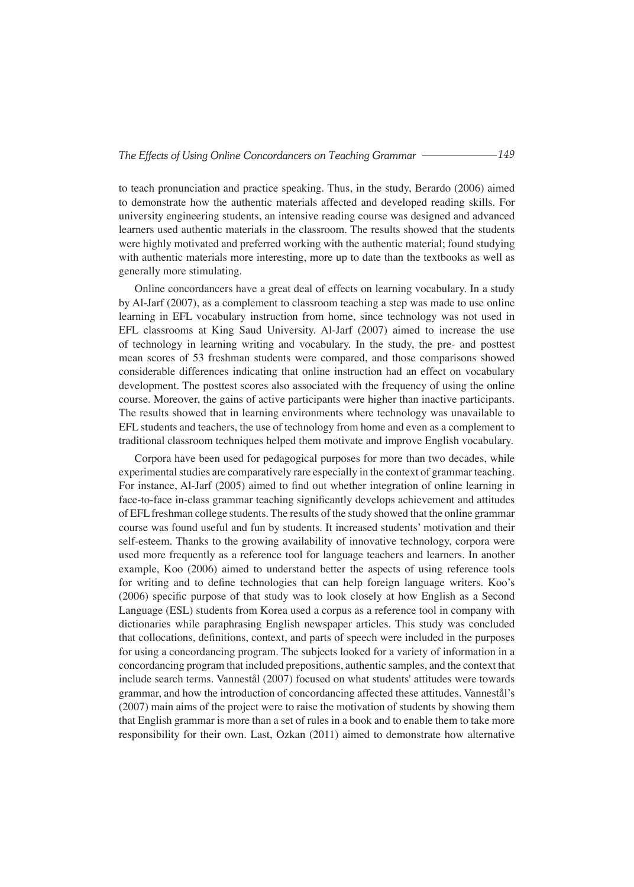to teach pronunciation and practice speaking. Thus, in the study, Berardo (2006) aimed to demonstrate how the authentic materials affected and developed reading skills. For university engineering students, an intensive reading course was designed and advanced learners used authentic materials in the classroom. The results showed that the students were highly motivated and preferred working with the authentic material; found studying with authentic materials more interesting, more up to date than the textbooks as well as generally more stimulating.

Online concordancers have a great deal of effects on learning vocabulary. In a study by Al-Jarf (2007), as a complement to classroom teaching a step was made to use online learning in EFL vocabulary instruction from home, since technology was not used in EFL classrooms at King Saud University. Al-Jarf (2007) aimed to increase the use of technology in learning writing and vocabulary. In the study, the pre- and posttest mean scores of 53 freshman students were compared, and those comparisons showed considerable differences indicating that online instruction had an effect on vocabulary development. The posttest scores also associated with the frequency of using the online course. Moreover, the gains of active participants were higher than inactive participants. The results showed that in learning environments where technology was unavailable to EFL students and teachers, the use of technology from home and even as a complement to traditional classroom techniques helped them motivate and improve English vocabulary.

Corpora have been used for pedagogical purposes for more than two decades, while experimental studies are comparatively rare especially in the context of grammar teaching. For instance, Al-Jarf (2005) aimed to find out whether integration of online learning in face-to-face in-class grammar teaching significantly develops achievement and attitudes of EFL freshman college students. The results of the study showed that the online grammar course was found useful and fun by students. It increased students' motivation and their self-esteem. Thanks to the growing availability of innovative technology, corpora were used more frequently as a reference tool for language teachers and learners. In another example, Koo (2006) aimed to understand better the aspects of using reference tools for writing and to define technologies that can help foreign language writers. Koo's (2006) specific purpose of that study was to look closely at how English as a Second Language (ESL) students from Korea used a corpus as a reference tool in company with dictionaries while paraphrasing English newspaper articles. This study was concluded that collocations, definitions, context, and parts of speech were included in the purposes for using a concordancing program. The subjects looked for a variety of information in a concordancing program that included prepositions, authentic samples, and the context that include search terms. Vannestål (2007) focused on what students' attitudes were towards grammar, and how the introduction of concordancing affected these attitudes. Vannestål's (2007) main aims of the project were to raise the motivation of students by showing them that English grammar is more than a set of rules in a book and to enable them to take more responsibility for their own. Last, Ozkan (2011) aimed to demonstrate how alternative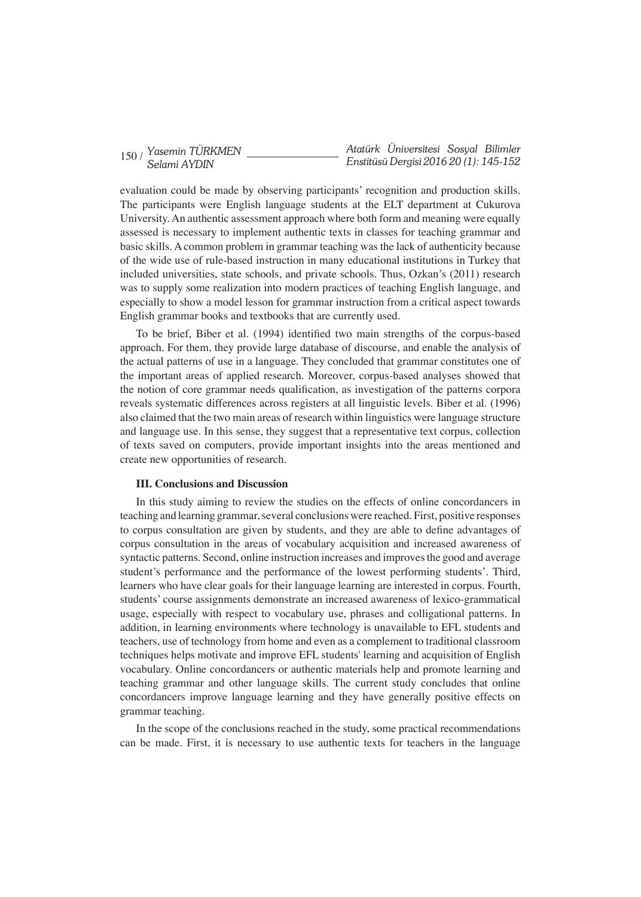evaluation could be made by observing participants' recognition and production skills. The participants were English language students at the ELT department at Cukurova University. An authentic assessment approach where both form and meaning were equally assessed is necessary to implement authentic texts in classes for teaching grammar and basic skills. A common problem in grammar teaching was the lack of authenticity because of the wide use of rule-based instruction in many educational institutions in Turkey that included universities, state schools, and private schools. Thus, Ozkan's (2011) research was to supply some realization into modern practices of teaching English language, and especially to show a model lesson for grammar instruction from a critical aspect towards English grammar books and textbooks that are currently used.

To be brief, Biber et al. (1994) identified two main strengths of the corpus-based approach. For them, they provide large database of discourse, and enable the analysis of the actual patterns of use in a language. They concluded that grammar constitutes one of the important areas of applied research. Moreover, corpus-based analyses showed that the notion of core grammar needs qualification, as investigation of the patterns corpora reveals systematic differences across registers at all linguistic levels. Biber et al. (1996) also claimed that the two main areas of research within linguistics were language structure and language use. In this sense, they suggest that a representative text corpus, collection of texts saved on computers, provide important insights into the areas mentioned and create new opportunities of research.

## III. Conclusions and Discussion

In this study aiming to review the studies on the effects of online concordancers in teaching and learning grammar, several conclusions were reached. First, positive responses to corpus consultation are given by students, and they are able to define advantages of corpus consultation in the areas of vocabulary acquisition and increased awareness of syntactic patterns. Second, online instruction increases and improves the good and average student's performance and the performance of the lowest performing students'. Third, learners who have clear goals for their language learning are interested in corpus. Fourth, students' course assignments demonstrate an increased awareness of lexico-grammatical usage, especially with respect to vocabulary use, phrases and colligational patterns. In addition, in learning environments where technology is unavailable to EFL students and teachers, use of technology from home and even as a complement to traditional classroom techniques helps motivate and improve EFL students' learning and acquisition of English vocabulary. Online concordancers or authentic materials help and promote learning and teaching grammar and other language skills. The current study concludes that online concordancers improve language learning and they have generally positive effects on grammar teaching.

In the scope of the conclusions reached in the study, some practical recommendations can be made. First, it is necessary to use authentic texts for teachers in the language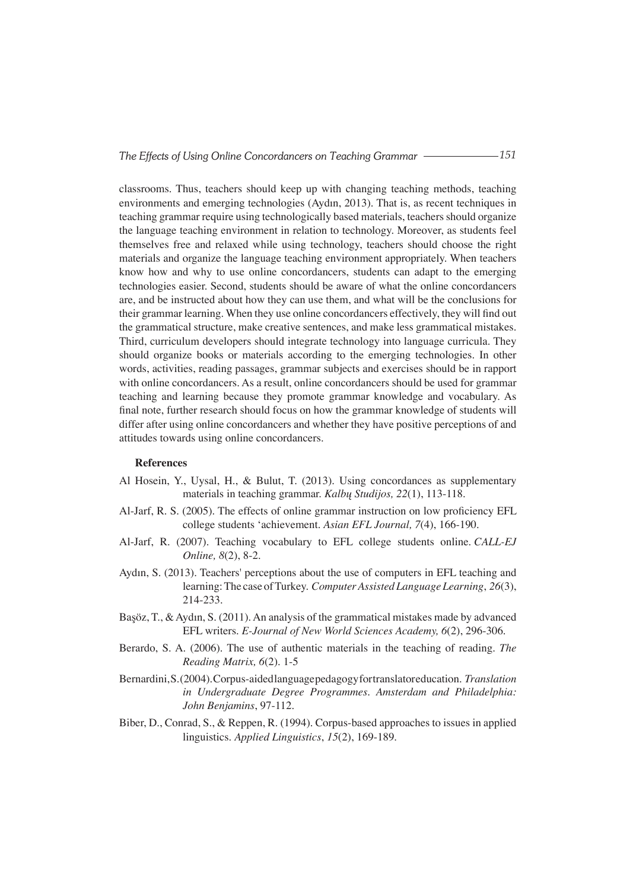classrooms. Thus, teachers should keep up with changing teaching methods, teaching environments and emerging technologies (Aydın, 2013). That is, as recent techniques in teaching grammar require using technologically based materials, teachers should organize the language teaching environment in relation to technology. Moreover, as students feel themselves free and relaxed while using technology, teachers should choose the right materials and organize the language teaching environment appropriately. When teachers know how and why to use online concordancers, students can adapt to the emerging technologies easier. Second, students should be aware of what the online concordancers are, and be instructed about how they can use them, and what will be the conclusions for their grammar learning. When they use online concordancers effectively, they will find out the grammatical structure, make creative sentences, and make less grammatical mistakes. Third, curriculum developers should integrate technology into language curricula. They should organize books or materials according to the emerging technologies. In other words, activities, reading passages, grammar subjects and exercises should be in rapport with online concordancers. As a result, online concordancers should be used for grammar teaching and learning because they promote grammar knowledge and vocabulary. As final note, further research should focus on how the grammar knowledge of students will differ after using online concordancers and whether they have positive perceptions of and attitudes towards using online concordancers.

**References**

Al Hosein, Y., Uysal, H., & Bulut, T. (2013). Using concordances as supplementary materials in teaching grammar. *Kalbų Studijos, 22*(1), 113-118.

Al-Jarf, R. S. (2005). The effects of online grammar instruction on low proficiency EFL college students 'achievement. *Asian EFL Journal, 7*(4), 166-190.

Al-Jarf, R. (2007). Teaching vocabulary to EFL college students online. *CALL-EJ Online, 8*(2), 8-2.

Aydın, S. (2013). Teachers' perceptions about the use of computers in EFL teaching and learning: The case of Turkey. *Computer Assisted Language Learning*, *26*(3), 214-233.

Başöz, T., & Aydın, S. (2011). An analysis of the grammatical mistakes made by advanced EFL writers. *E-Journal of New World Sciences Academy, 6*(2), 296-306.

Berardo, S. A. (2006). The use of authentic materials in the teaching of reading. *The Reading Matrix, 6*(2). 1-5

Bernardini, S. (2004). Corpus-aided language pedagogy for translator education. *Translation in Undergraduate Degree Programmes. Amsterdam and Philadelphia: John Benjamins*, 97-112.

Biber, D., Conrad, S., & Reppen, R. (1994). Corpus-based approaches to issues in applied linguistics. *Applied Linguistics*, *15*(2), 169-189.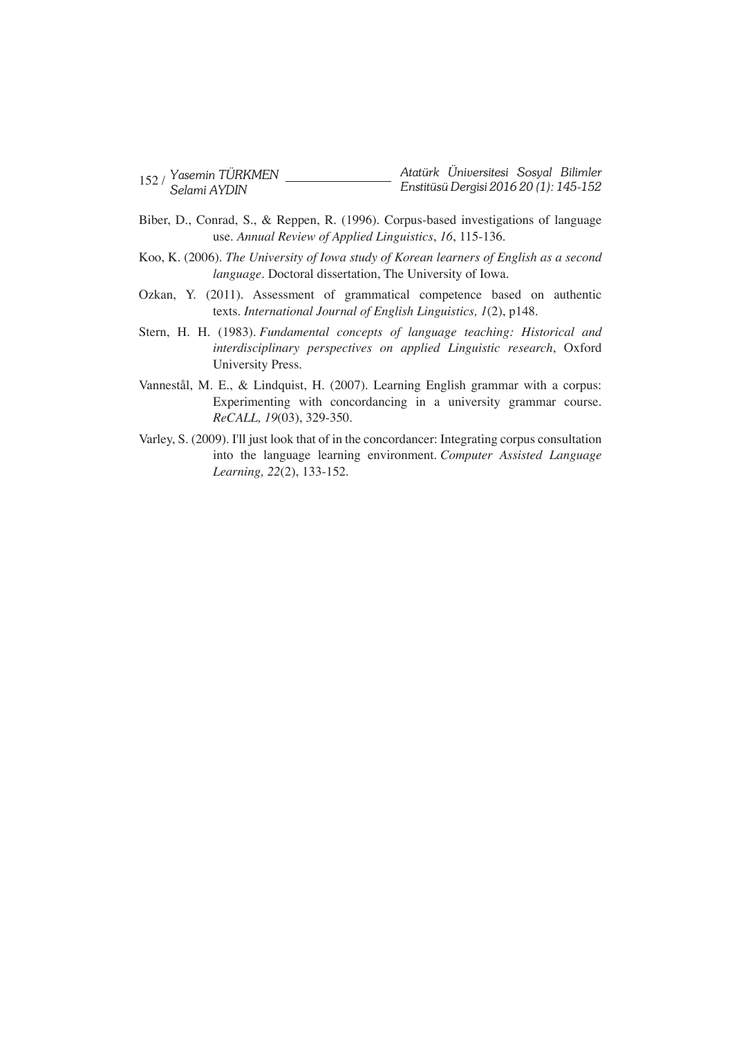Biber, D., Conrad, S., & Reppen, R. (1996). Corpus-based investigations of language use. *Annual Review of Applied Linguistics*, *16*, 115-136.

Koo, K. (2006). *The University of Iowa study of Korean learners of English as a second language*. Doctoral dissertation, The University of Iowa.

Ozkan, Y. (2011). Assessment of grammatical competence based on authentic texts. *International Journal of English Linguistics, 1*(2), p148.

Stern, H. H. (1983). *Fundamental concepts of language teaching: Historical and interdisciplinary perspectives on applied Linguistic research*, Oxford University Press.

Vannestål, M. E., & Lindquist, H. (2007). Learning English grammar with a corpus: Experimenting with concordancing in a university grammar course. *ReCALL, 19*(03), 329-350.

Varley, S. (2009). I'll just look that of in the concordancer: Integrating corpus consultation into the language learning environment. *Computer Assisted Language Learning, 22*(2), 133-152.